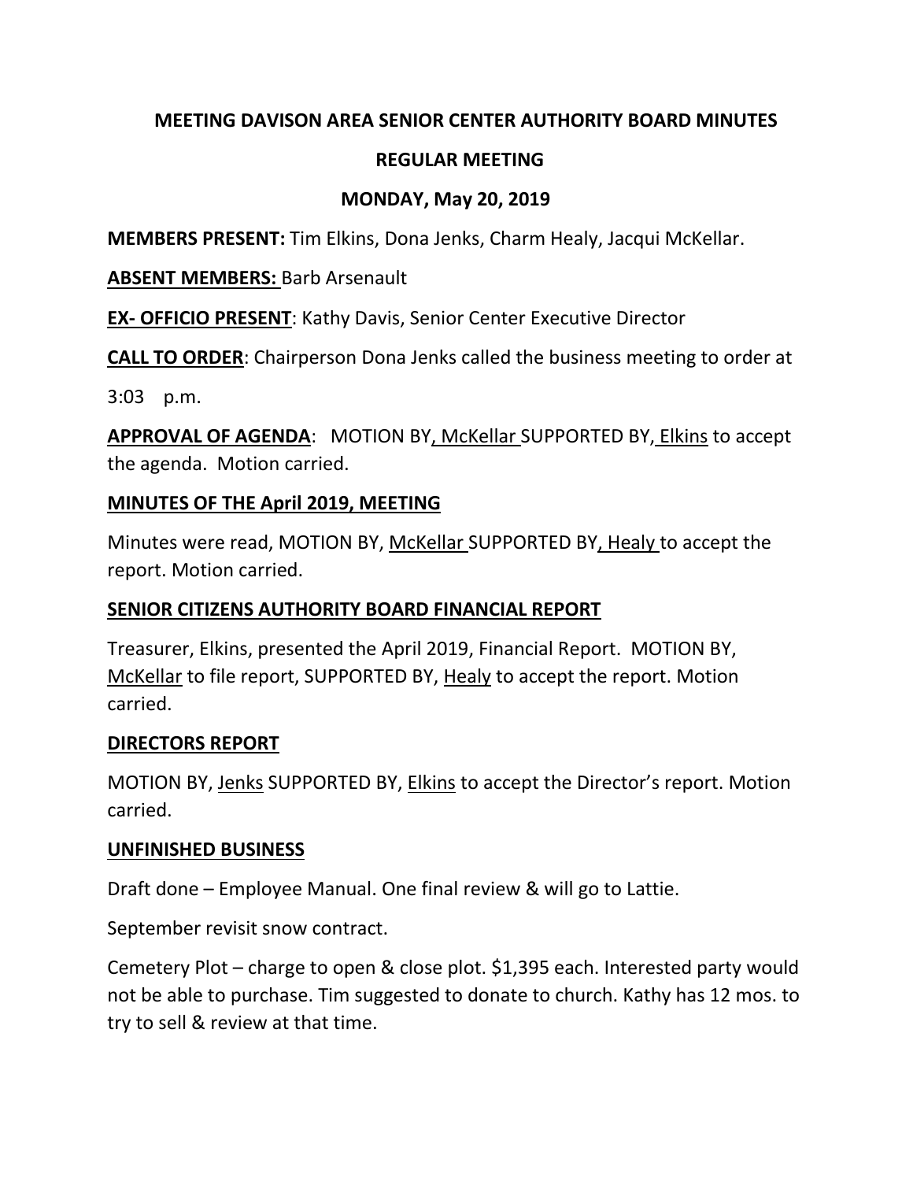**MEETING DAVISON AREA SENIOR CENTER AUTHORITY BOARD MINUTES**

**REGULAR MEETING**

**MONDAY, May 20, 2019**

**MEMBERS PRESENT:** Tim Elkins, Dona Jenks, Charm Healy, Jacqui McKellar.

**ABSENT MEMBERS:** Barb Arsenault

**EX- OFFICIO PRESENT**: Kathy Davis, Senior Center Executive Director

**CALL TO ORDER**: Chairperson Dona Jenks called the business meeting to order at 3:03 p.m.

**APPROVAL OF AGENDA**: MOTION BY, McKellar SUPPORTED BY, Elkins to accept the agenda. Motion carried.

**MINUTES OF THE April 2019, MEETING**

Minutes were read, MOTION BY, McKellar SUPPORTED BY, Healy to accept the report. Motion carried.

**SENIOR CITIZENS AUTHORITY BOARD FINANCIAL REPORT**

Treasurer, Elkins, presented the April 2019, Financial Report. MOTION BY, McKellar to file report, SUPPORTED BY, Healy to accept the report. Motion carried.

**DIRECTORS REPORT**

MOTION BY, Jenks SUPPORTED BY, Elkins to accept the Director's report. Motion carried.

**UNFINISHED BUSINESS**

Draft done – Employee Manual. One final review & will go to Lattie.

September revisit snow contract.

Cemetery Plot – charge to open & close plot. $1,395 each. Interested party would not be able to purchase. Tim suggested to donate to church. Kathy has 12 mos. to try to sell & review at that time.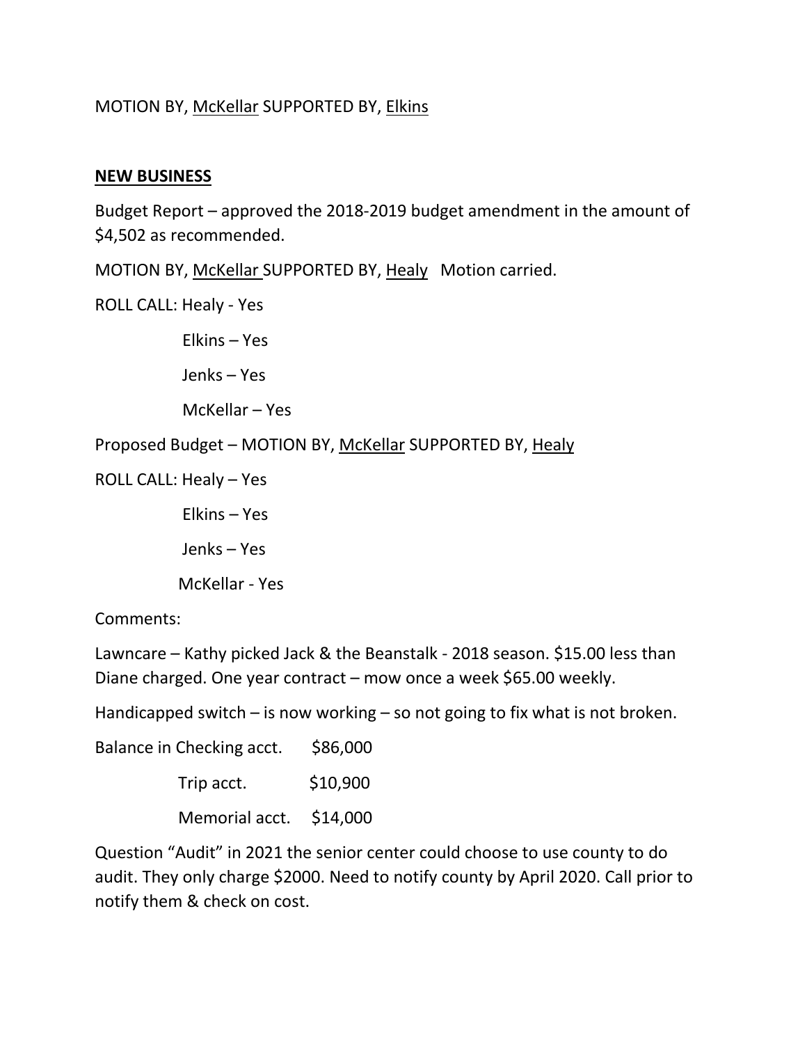MOTION BY, <u>McKellar</u> SUPPORTED BY, <u>Elkins</u>

**<u>NEW BUSINESS</u>**

Budget Report – approved the 2018-2019 budget amendment in the amount of $4,502 as recommended.

MOTION BY, <u>McKellar</u> SUPPORTED BY, <u>Healy</u> Motion carried.

ROLL CALL: Healy - Yes

Elkins – Yes

Jenks – Yes

McKellar – Yes

Proposed Budget – MOTION BY, <u>McKellar</u> SUPPORTED BY, <u>Healy</u>

ROLL CALL: Healy – Yes

Elkins – Yes

Jenks – Yes

McKellar - Yes

Comments:

Lawncare – Kathy picked Jack & the Beanstalk - 2018 season. $15.00 less than Diane charged. One year contract – mow once a week $65.00 weekly.

Handicapped switch – is now working – so not going to fix what is not broken.

Balance in Checking acct. $86,000

Trip acct. $10,900

Memorial acct. $14,000

Question "Audit" in 2021 the senior center could choose to use county to do audit. They only charge $2000. Need to notify county by April 2020. Call prior to notify them & check on cost.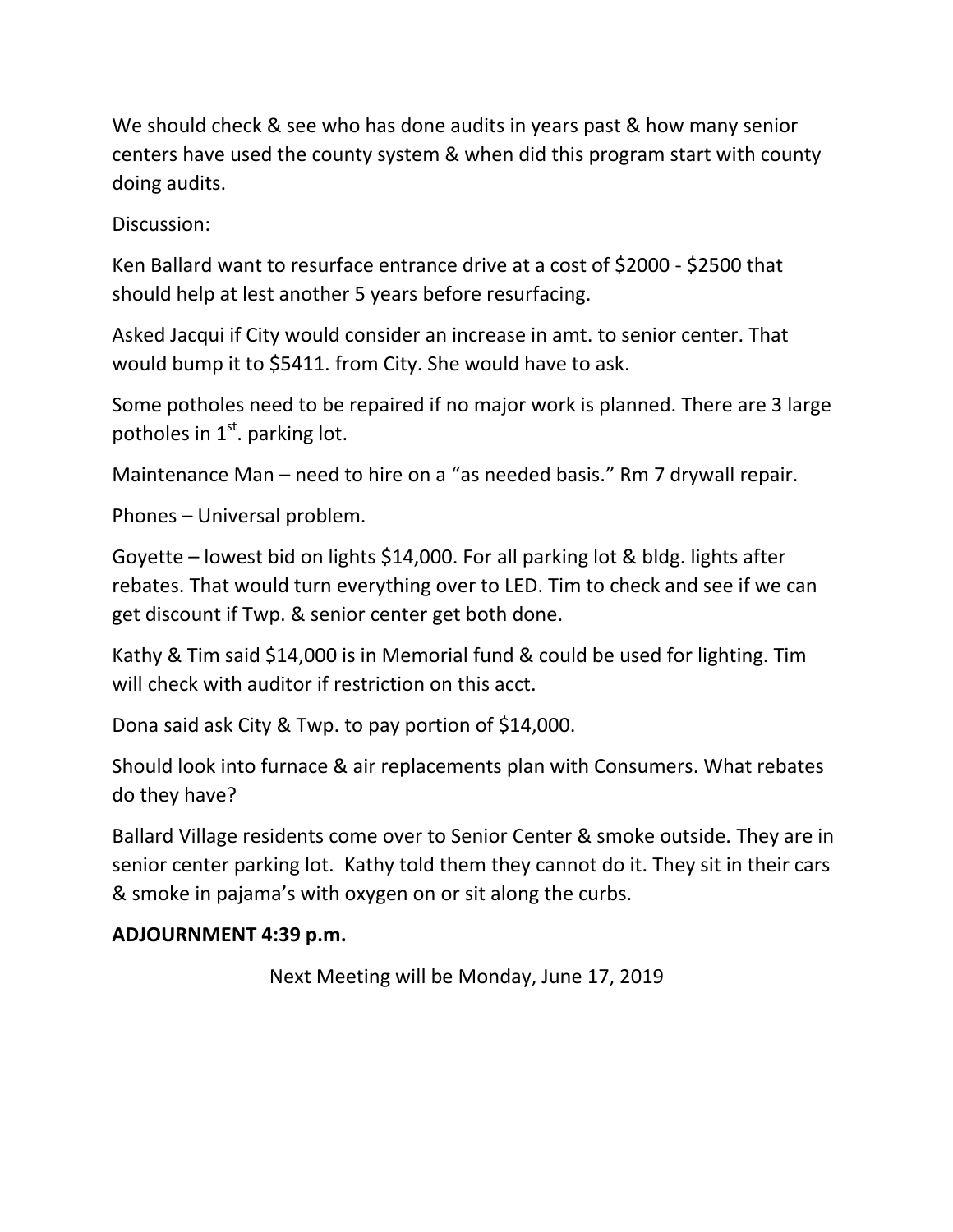We should check & see who has done audits in years past & how many senior centers have used the county system & when did this program start with county doing audits.

Discussion:

Ken Ballard want to resurface entrance drive at a cost of $2000 - $2500 that should help at lest another 5 years before resurfacing.

Asked Jacqui if City would consider an increase in amt. to senior center. That would bump it to $5411. from City. She would have to ask.

Some potholes need to be repaired if no major work is planned. There are 3 large potholes in 1st. parking lot.

Maintenance Man – need to hire on a "as needed basis." Rm 7 drywall repair.

Phones – Universal problem.

Goyette – lowest bid on lights $14,000. For all parking lot & bldg. lights after rebates. That would turn everything over to LED. Tim to check and see if we can get discount if Twp. & senior center get both done.

Kathy & Tim said $14,000 is in Memorial fund & could be used for lighting. Tim will check with auditor if restriction on this acct.

Dona said ask City & Twp. to pay portion of $14,000.

Should look into furnace & air replacements plan with Consumers. What rebates do they have?

Ballard Village residents come over to Senior Center & smoke outside. They are in senior center parking lot. Kathy told them they cannot do it. They sit in their cars & smoke in pajama's with oxygen on or sit along the curbs.

**ADJOURNMENT 4:39 p.m.**

Next Meeting will be Monday, June 17, 2019